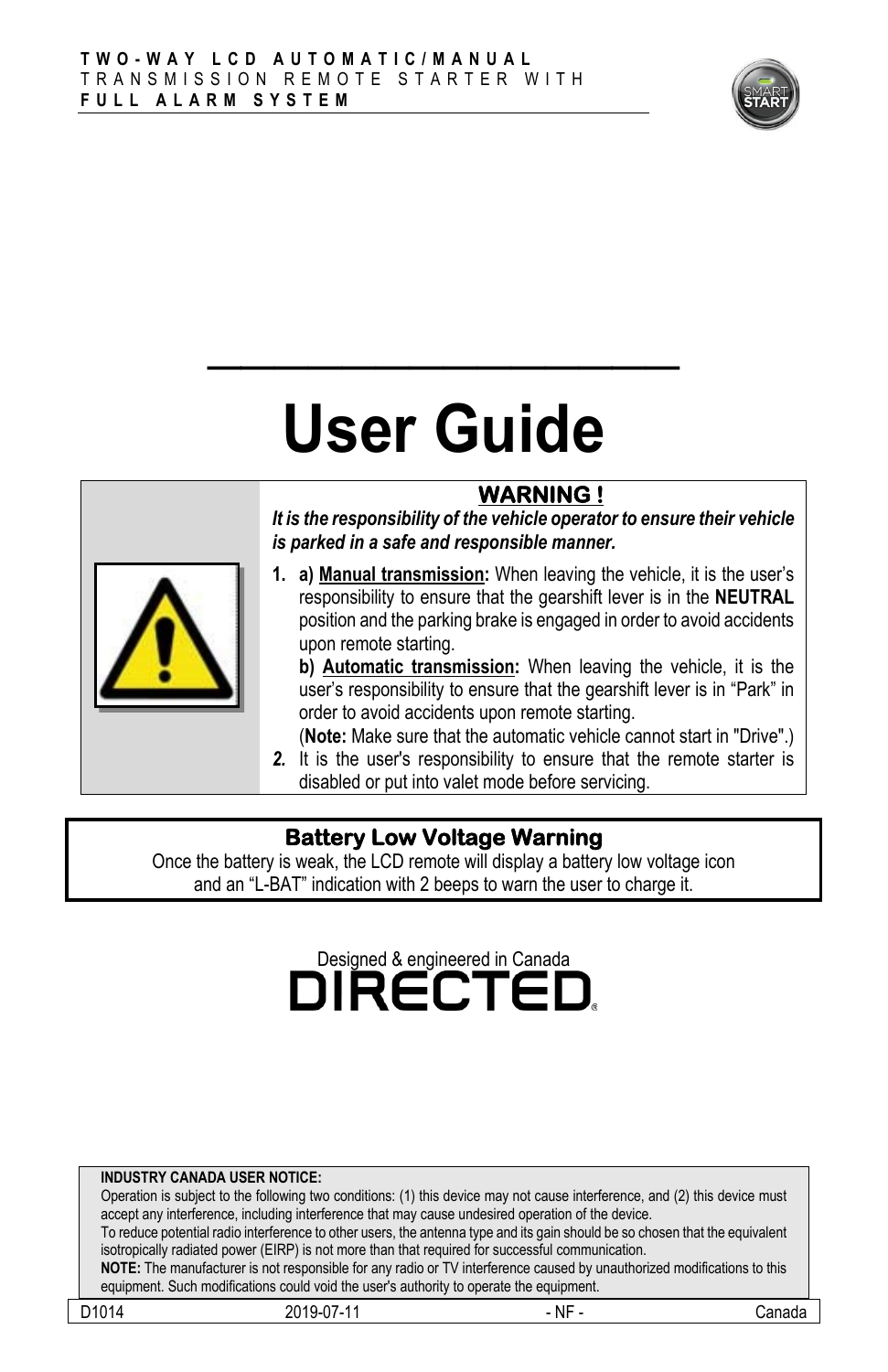**TWO-WAY LCD AUTOMATIC/MANUAL**
TRANSMISSION REMOTE STARTER WITH
**FULL ALARM SYSTEM**

# User Guide

## WARNING !

***It is the responsibility of the vehicle operator to ensure their vehicle is parked in a safe and responsible manner.***

1. **a) Manual transmission:** When leaving the vehicle, it is the user's responsibility to ensure that the gearshift lever is in the **NEUTRAL** position and the parking brake is engaged in order to avoid accidents upon remote starting.
   **b) Automatic transmission:** When leaving the vehicle, it is the user's responsibility to ensure that the gearshift lever is in "Park" in order to avoid accidents upon remote starting.
   (**Note:** Make sure that the automatic vehicle cannot start in "Drive".)
2. It is the user's responsibility to ensure that the remote starter is disabled or put into valet mode before servicing.

## Battery Low Voltage Warning

Once the battery is weak, the LCD remote will display a battery low voltage icon and an "L-BAT" indication with 2 beeps to warn the user to charge it.

Designed & engineered in Canada
DIRECTED®

**INDUSTRY CANADA USER NOTICE:**
Operation is subject to the following two conditions: (1) this device may not cause interference, and (2) this device must accept any interference, including interference that may cause undesired operation of the device.
To reduce potential radio interference to other users, the antenna type and its gain should be so chosen that the equivalent isotropically radiated power (EIRP) is not more than that required for successful communication.
**NOTE:** The manufacturer is not responsible for any radio or TV interference caused by unauthorized modifications to this equipment. Such modifications could void the user's authority to operate the equipment.

| D1014 | 2019-07-11 | - NF - | Canada |
|---|---|---|---|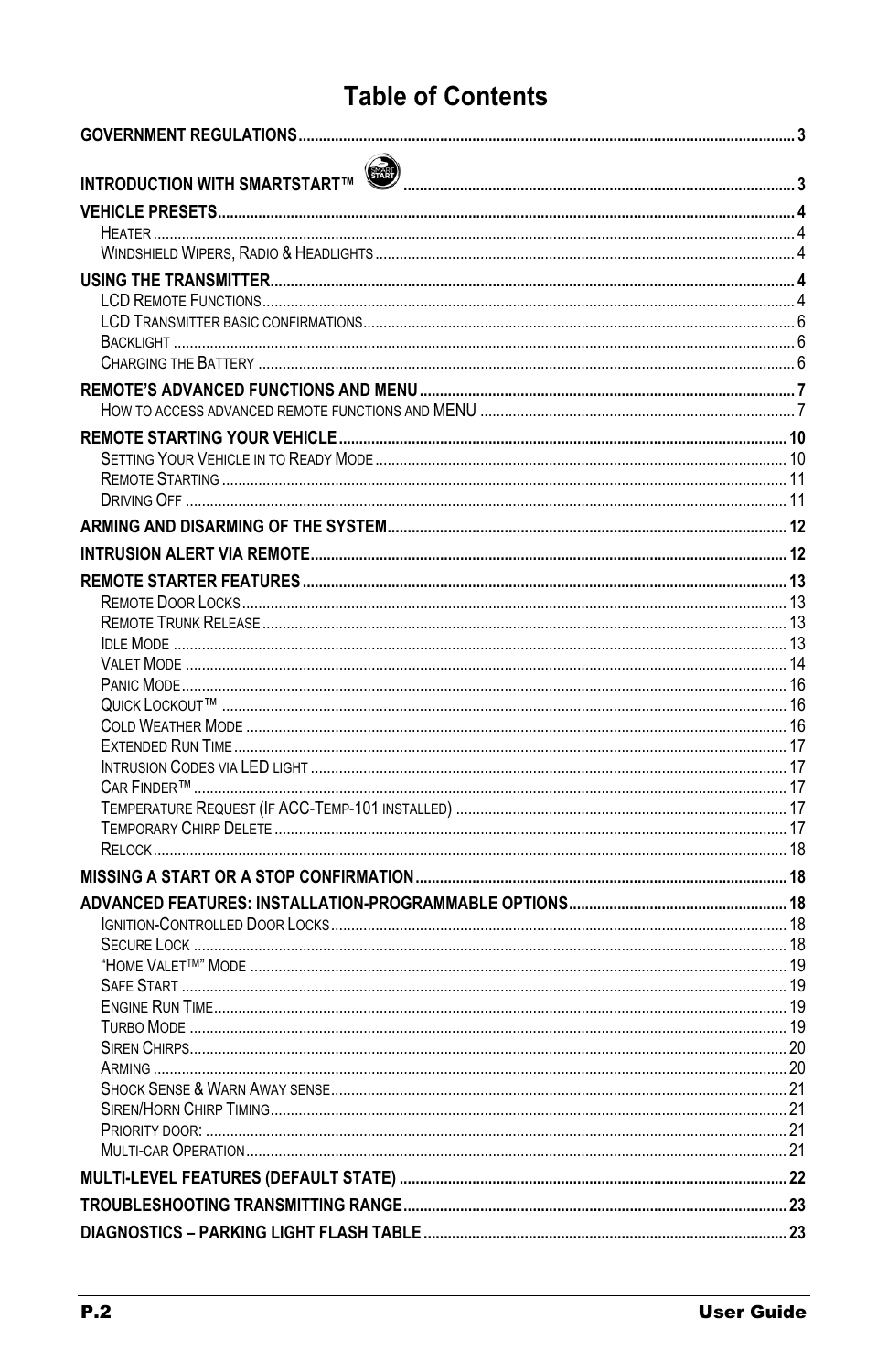# Table of Contents

**GOVERNMENT REGULATIONS** ..... 3

**INTRODUCTION WITH SMARTSTART™** ..... 3

**VEHICLE PRESETS** ..... 4
- Heater ..... 4
- Windshield Wipers, Radio & Headlights ..... 4

**USING THE TRANSMITTER** ..... 4
- LCD Remote Functions ..... 4
- LCD Transmitter basic confirmations ..... 6
- Backlight ..... 6
- Charging the Battery ..... 6

**REMOTE'S ADVANCED FUNCTIONS AND MENU** ..... 7
- How to access advanced remote functions and MENU ..... 7

**REMOTE STARTING YOUR VEHICLE** ..... 10
- Setting Your Vehicle in to Ready Mode ..... 10
- Remote Starting ..... 11
- Driving Off ..... 11

**ARMING AND DISARMING OF THE SYSTEM** ..... 12

**INTRUSION ALERT VIA REMOTE** ..... 12

**REMOTE STARTER FEATURES** ..... 13
- Remote Door Locks ..... 13
- Remote Trunk Release ..... 13
- Idle Mode ..... 13
- Valet Mode ..... 14
- Panic Mode ..... 16
- Quick Lockout™ ..... 16
- Cold Weather Mode ..... 16
- Extended Run Time ..... 17
- Intrusion Codes via LED light ..... 17
- Car Finder™ ..... 17
- Temperature Request (If ACC-Temp-101 installed) ..... 17
- Temporary Chirp Delete ..... 17
- Relock ..... 18

**MISSING A START OR A STOP CONFIRMATION** ..... 18

**ADVANCED FEATURES: INSTALLATION-PROGRAMMABLE OPTIONS** ..... 18
- Ignition-Controlled Door Locks ..... 18
- Secure Lock ..... 18
- "Home Valet™" Mode ..... 19
- Safe Start ..... 19
- Engine Run Time ..... 19
- Turbo Mode ..... 19
- Siren Chirps ..... 20
- Arming ..... 20
- Shock Sense & Warn Away sense ..... 21
- Siren/Horn Chirp Timing ..... 21
- Priority door: ..... 21
- Multi-car Operation ..... 21

**MULTI-LEVEL FEATURES (DEFAULT STATE)** ..... 22

**TROUBLESHOOTING TRANSMITTING RANGE** ..... 23

**DIAGNOSTICS – PARKING LIGHT FLASH TABLE** ..... 23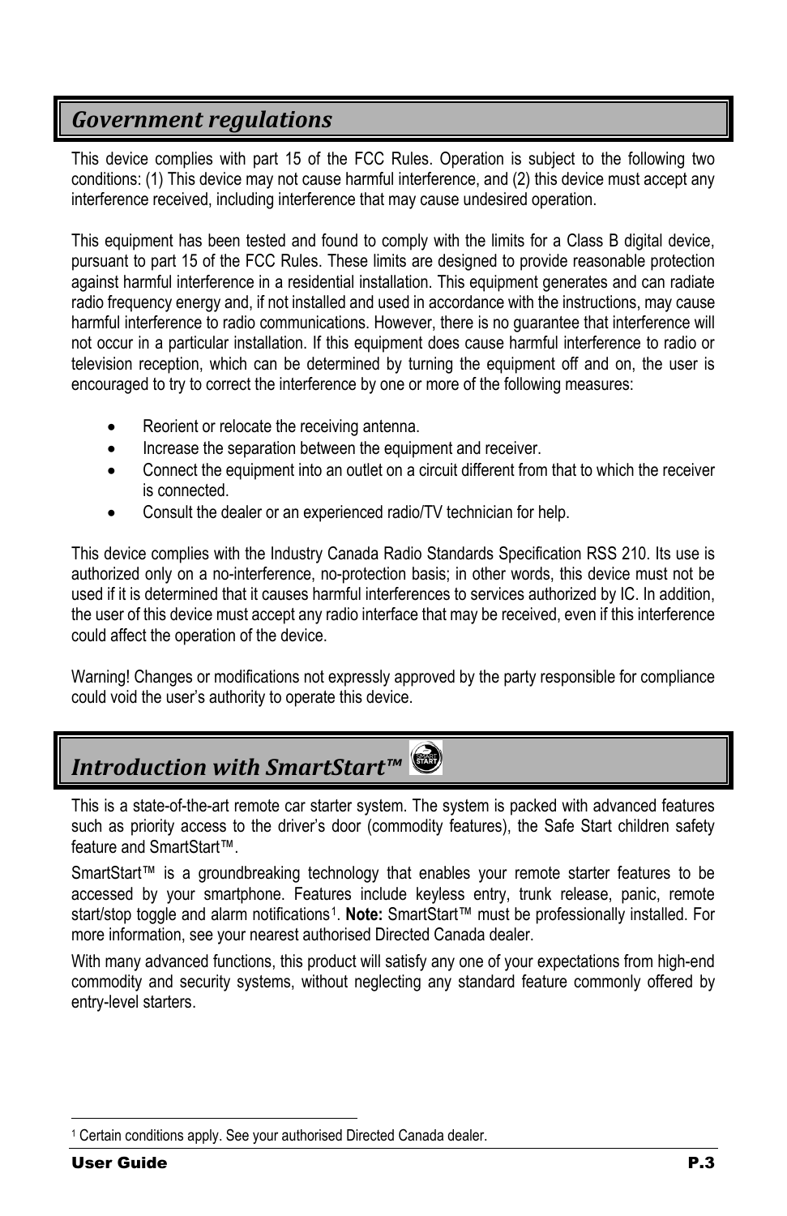## *Government regulations*

This device complies with part 15 of the FCC Rules. Operation is subject to the following two conditions: (1) This device may not cause harmful interference, and (2) this device must accept any interference received, including interference that may cause undesired operation.

This equipment has been tested and found to comply with the limits for a Class B digital device, pursuant to part 15 of the FCC Rules. These limits are designed to provide reasonable protection against harmful interference in a residential installation. This equipment generates and can radiate radio frequency energy and, if not installed and used in accordance with the instructions, may cause harmful interference to radio communications. However, there is no guarantee that interference will not occur in a particular installation. If this equipment does cause harmful interference to radio or television reception, which can be determined by turning the equipment off and on, the user is encouraged to try to correct the interference by one or more of the following measures:

- Reorient or relocate the receiving antenna.
- Increase the separation between the equipment and receiver.
- Connect the equipment into an outlet on a circuit different from that to which the receiver is connected.
- Consult the dealer or an experienced radio/TV technician for help.

This device complies with the Industry Canada Radio Standards Specification RSS 210. Its use is authorized only on a no-interference, no-protection basis; in other words, this device must not be used if it is determined that it causes harmful interferences to services authorized by IC. In addition, the user of this device must accept any radio interface that may be received, even if this interference could affect the operation of the device.

Warning! Changes or modifications not expressly approved by the party responsible for compliance could void the user's authority to operate this device.

## *Introduction with SmartStart™*

This is a state-of-the-art remote car starter system. The system is packed with advanced features such as priority access to the driver's door (commodity features), the Safe Start children safety feature and SmartStart™.

SmartStart™ is a groundbreaking technology that enables your remote starter features to be accessed by your smartphone. Features include keyless entry, trunk release, panic, remote start/stop toggle and alarm notifications[1]. **Note:** SmartStart™ must be professionally installed. For more information, see your nearest authorised Directed Canada dealer.

With many advanced functions, this product will satisfy any one of your expectations from high-end commodity and security systems, without neglecting any standard feature commonly offered by entry-level starters.

[1] Certain conditions apply. See your authorised Directed Canada dealer.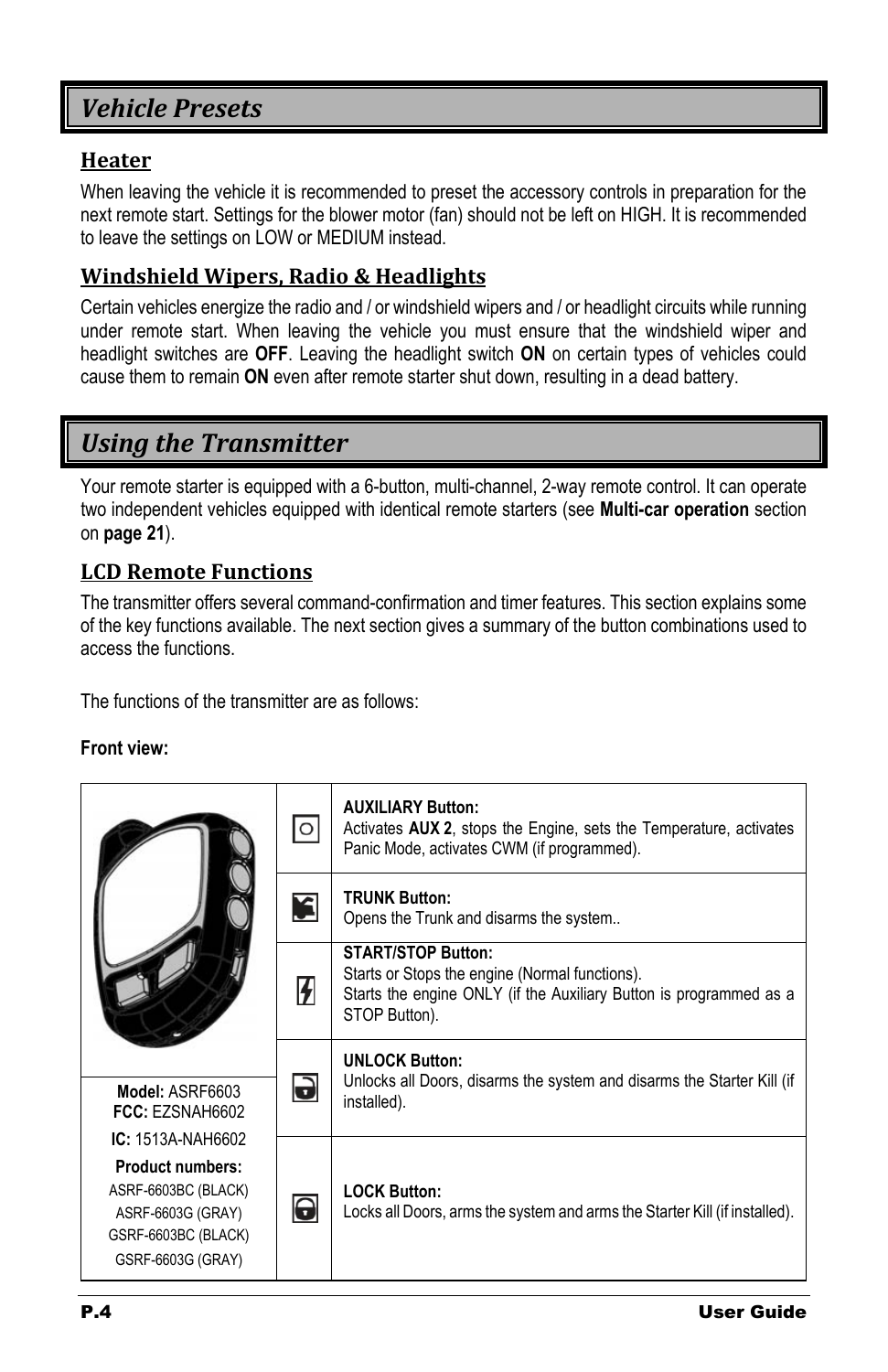## Vehicle Presets

### Heater

When leaving the vehicle it is recommended to preset the accessory controls in preparation for the next remote start. Settings for the blower motor (fan) should not be left on HIGH. It is recommended to leave the settings on LOW or MEDIUM instead.

### Windshield Wipers, Radio & Headlights

Certain vehicles energize the radio and / or windshield wipers and / or headlight circuits while running under remote start. When leaving the vehicle you must ensure that the windshield wiper and headlight switches are **OFF**. Leaving the headlight switch **ON** on certain types of vehicles could cause them to remain **ON** even after remote starter shut down, resulting in a dead battery.

## Using the Transmitter

Your remote starter is equipped with a 6-button, multi-channel, 2-way remote control. It can operate two independent vehicles equipped with identical remote starters (see **Multi-car operation** section on **page 21**).

### LCD Remote Functions

The transmitter offers several command-confirmation and timer features. This section explains some of the key functions available. The next section gives a summary of the button combinations used to access the functions.

The functions of the transmitter are as follows:

**Front view:**

| | | |
|---|---|---|
| | | **AUXILIARY Button:** Activates **AUX 2**, stops the Engine, sets the Temperature, activates Panic Mode, activates CWM (if programmed). |
| | | **TRUNK Button:** Opens the Trunk and disarms the system.. |
| | | **START/STOP Button:** Starts or Stops the engine (Normal functions). Starts the engine ONLY (if the Auxiliary Button is programmed as a STOP Button). |
| **Model:** ASRF6603 **FCC:** EZSNAH6602 **IC:** 1513A-NAH6602 **Product numbers:** ASRF-6603BC (BLACK) ASRF-6603G (GRAY) GSRF-6603BC (BLACK) GSRF-6603G (GRAY) | | **UNLOCK Button:** Unlocks all Doors, disarms the system and disarms the Starter Kill (if installed). |
| | | **LOCK Button:** Locks all Doors, arms the system and arms the Starter Kill (if installed). |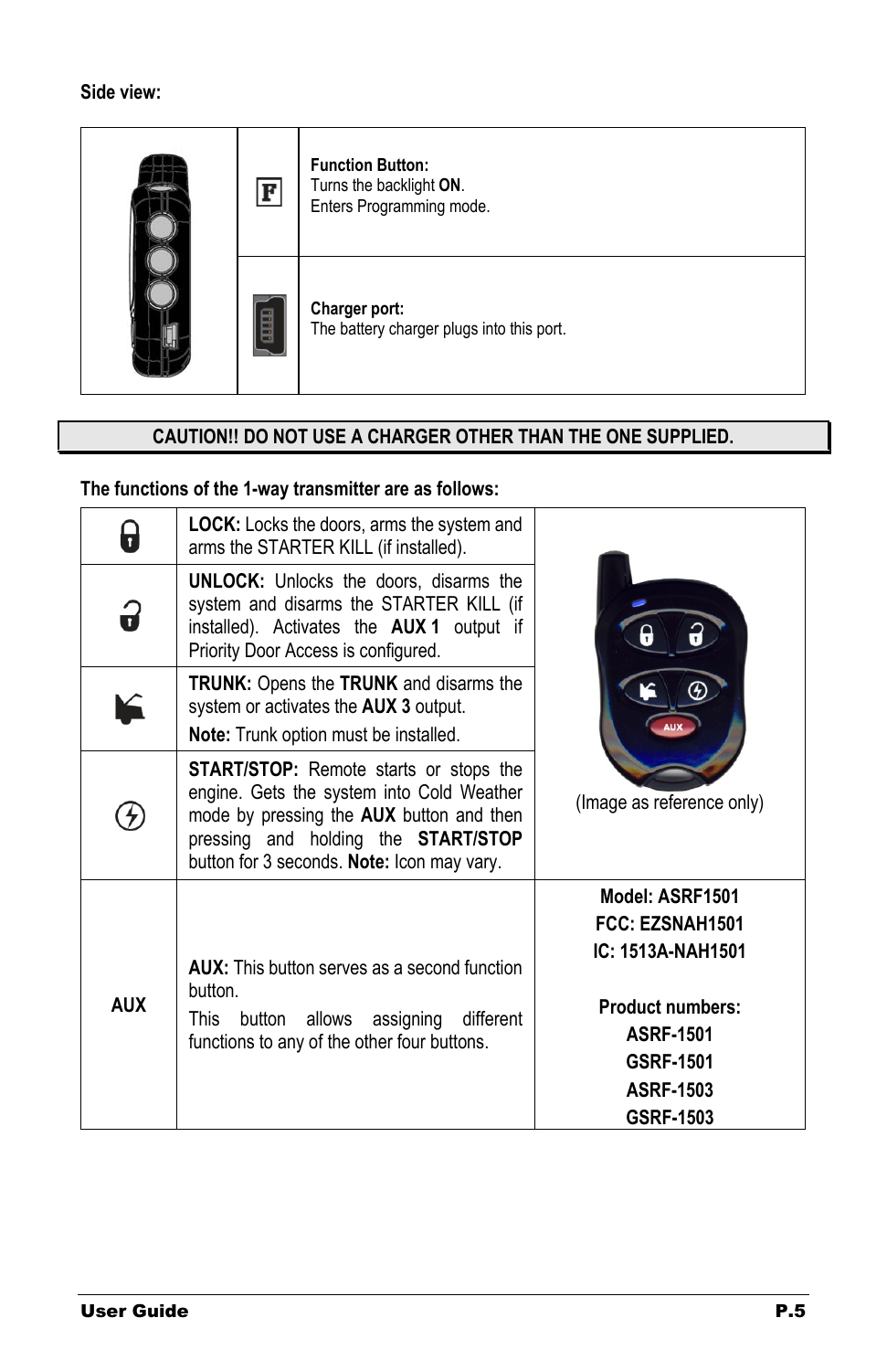**Side view:**

| | | |
|---|---|---|
| | F | **Function Button:**<br>Turns the backlight **ON**.<br>Enters Programming mode. |
| | | **Charger port:**<br>The battery charger plugs into this port. |

**CAUTION!! DO NOT USE A CHARGER OTHER THAN THE ONE SUPPLIED.**

**The functions of the 1-way transmitter are as follows:**

| | | |
|---|---|---|
| | **LOCK:** Locks the doors, arms the system and arms the STARTER KILL (if installed). | (Image as reference only) |
| | **UNLOCK:** Unlocks the doors, disarms the system and disarms the STARTER KILL (if installed). Activates the **AUX 1** output if Priority Door Access is configured. | |
| | **TRUNK:** Opens the **TRUNK** and disarms the system or activates the **AUX 3** output.<br>**Note:** Trunk option must be installed. | |
| | **START/STOP:** Remote starts or stops the engine. Gets the system into Cold Weather mode by pressing the **AUX** button and then pressing and holding the **START/STOP** button for 3 seconds. **Note:** Icon may vary. | |
| **AUX** | **AUX:** This button serves as a second function button.<br>This button allows assigning different functions to any of the other four buttons. | **Model: ASRF1501**<br>**FCC: EZSNAH1501**<br>**IC: 1513A-NAH1501**<br><br>**Product numbers:**<br>**ASRF-1501**<br>**GSRF-1501**<br>**ASRF-1503**<br>**GSRF-1503** |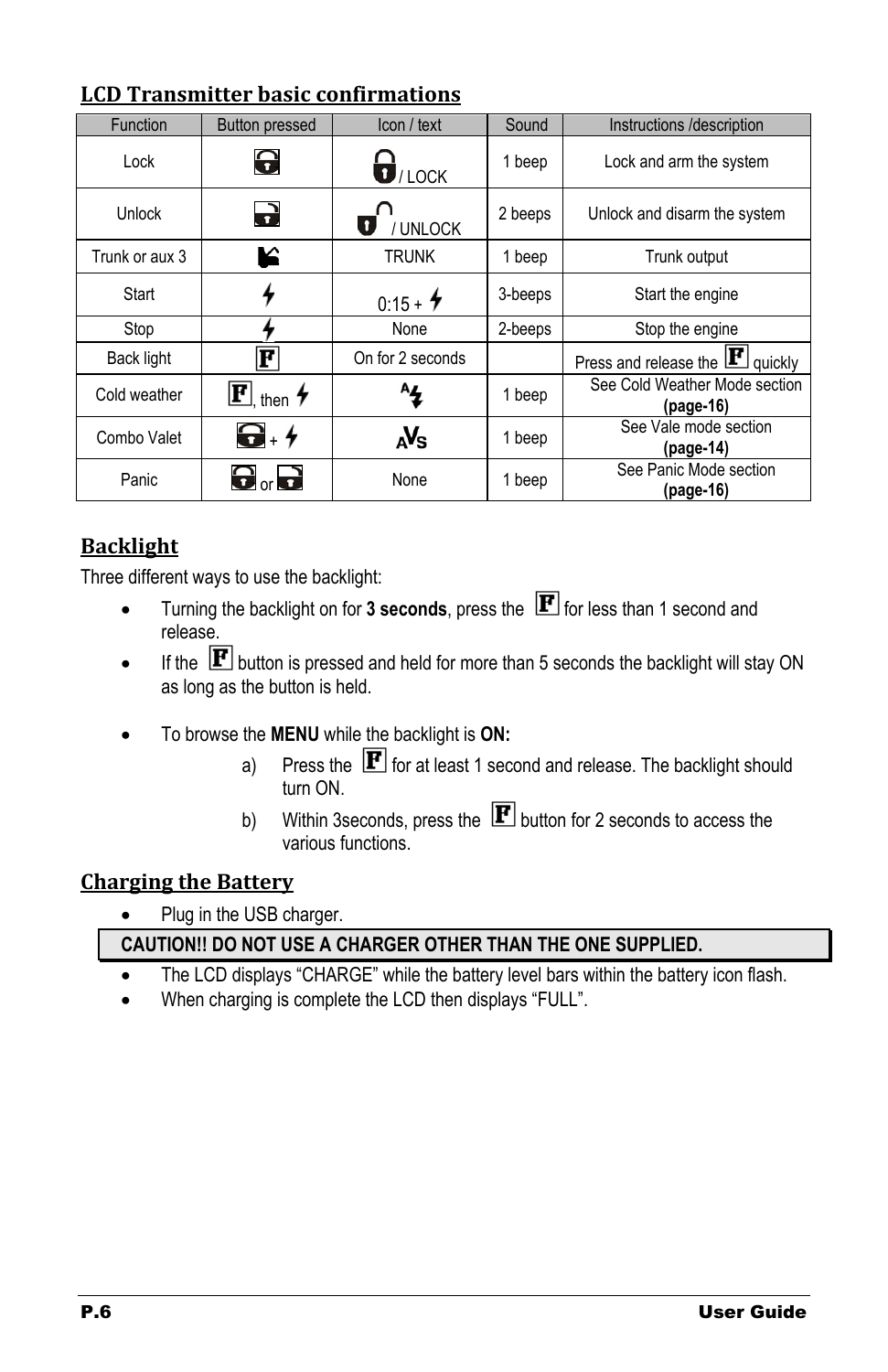## LCD Transmitter basic confirmations

| Function | Button pressed | Icon / text | Sound | Instructions /description |
|---|---|---|---|---|
| Lock | 🔒 | 🔒 / LOCK | 1 beep | Lock and arm the system |
| Unlock | 🔓 | 🔓 / UNLOCK | 2 beeps | Unlock and disarm the system |
| Trunk or aux 3 | Trunk | TRUNK | 1 beep | Trunk output |
| Start | ⚡ | 0:15 + ⚡ | 3-beeps | Start the engine |
| Stop | ⚡ | None | 2-beeps | Stop the engine |
| Back light | F | On for 2 seconds | | Press and release the F quickly |
| Cold weather | F, then ⚡ | A⚡ | 1 beep | See Cold Weather Mode section **(page-16)** |
| Combo Valet | 🔒 + ⚡ | AVS | 1 beep | See Vale mode section **(page-14)** |
| Panic | 🔒 or 🔓 | None | 1 beep | See Panic Mode section **(page-16)** |

## Backlight

Three different ways to use the backlight:

- Turning the backlight on for **3 seconds**, press the F for less than 1 second and release.
- If the F button is pressed and held for more than 5 seconds the backlight will stay ON as long as the button is held.
- To browse the **MENU** while the backlight is **ON:**
  a) Press the F for at least 1 second and release. The backlight should turn ON.
  b) Within 3seconds, press the F button for 2 seconds to access the various functions.

## Charging the Battery

- Plug in the USB charger.

**CAUTION!! DO NOT USE A CHARGER OTHER THAN THE ONE SUPPLIED.**

- The LCD displays "CHARGE" while the battery level bars within the battery icon flash.
- When charging is complete the LCD then displays "FULL".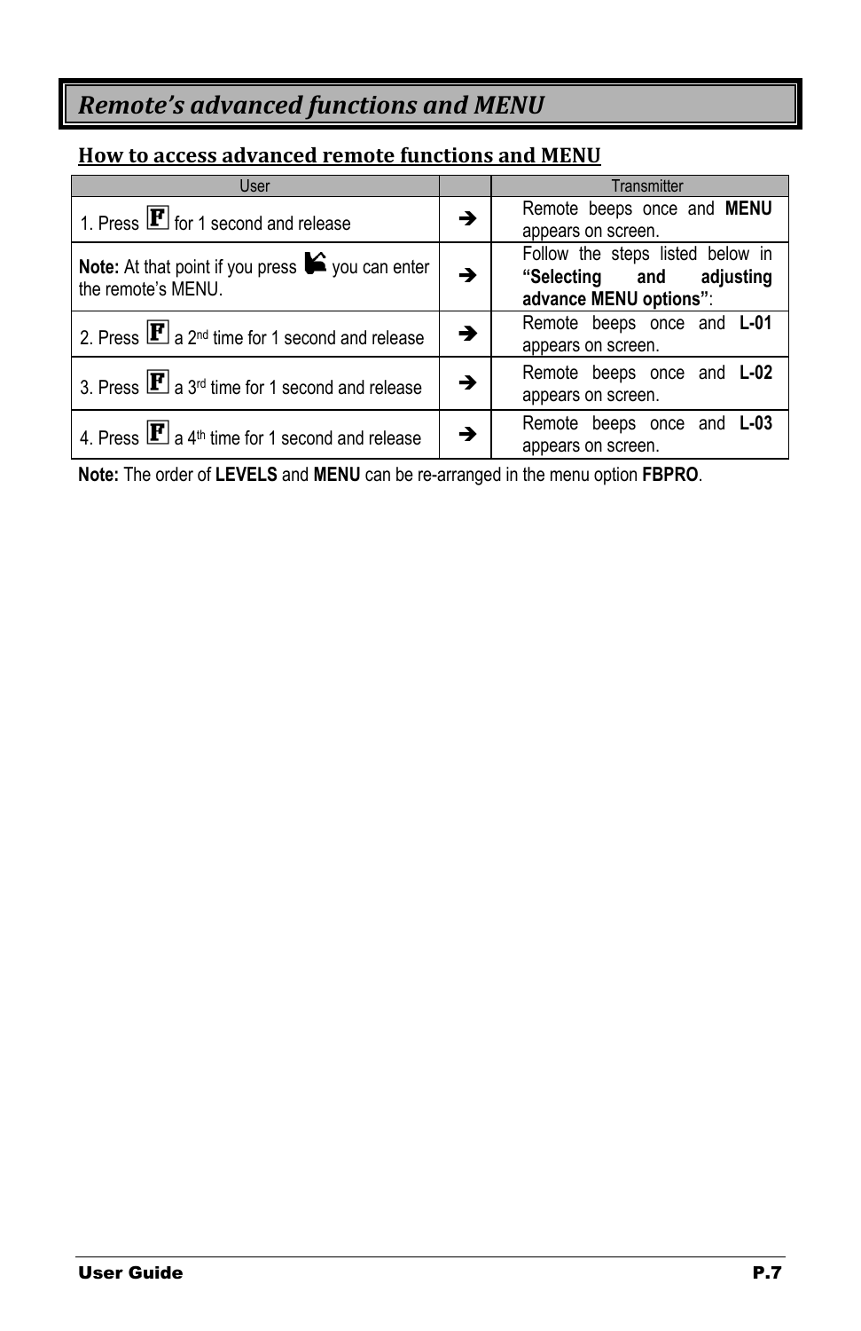# *Remote's advanced functions and MENU*

## How to access advanced remote functions and MENU

| User | | Transmitter |
|---|---|---|
| 1. Press **F** for 1 second and release | → | Remote beeps once and **MENU** appears on screen. |
| **Note:** At that point if you press ✍ you can enter the remote's MENU. | → | Follow the steps listed below in **"Selecting and adjusting advance MENU options"**: |
| 2. Press **F** a 2nd time for 1 second and release | → | Remote beeps once and **L-01** appears on screen. |
| 3. Press **F** a 3rd time for 1 second and release | → | Remote beeps once and **L-02** appears on screen. |
| 4. Press **F** a 4th time for 1 second and release | → | Remote beeps once and **L-03** appears on screen. |

**Note:** The order of **LEVELS** and **MENU** can be re-arranged in the menu option **FBPRO**.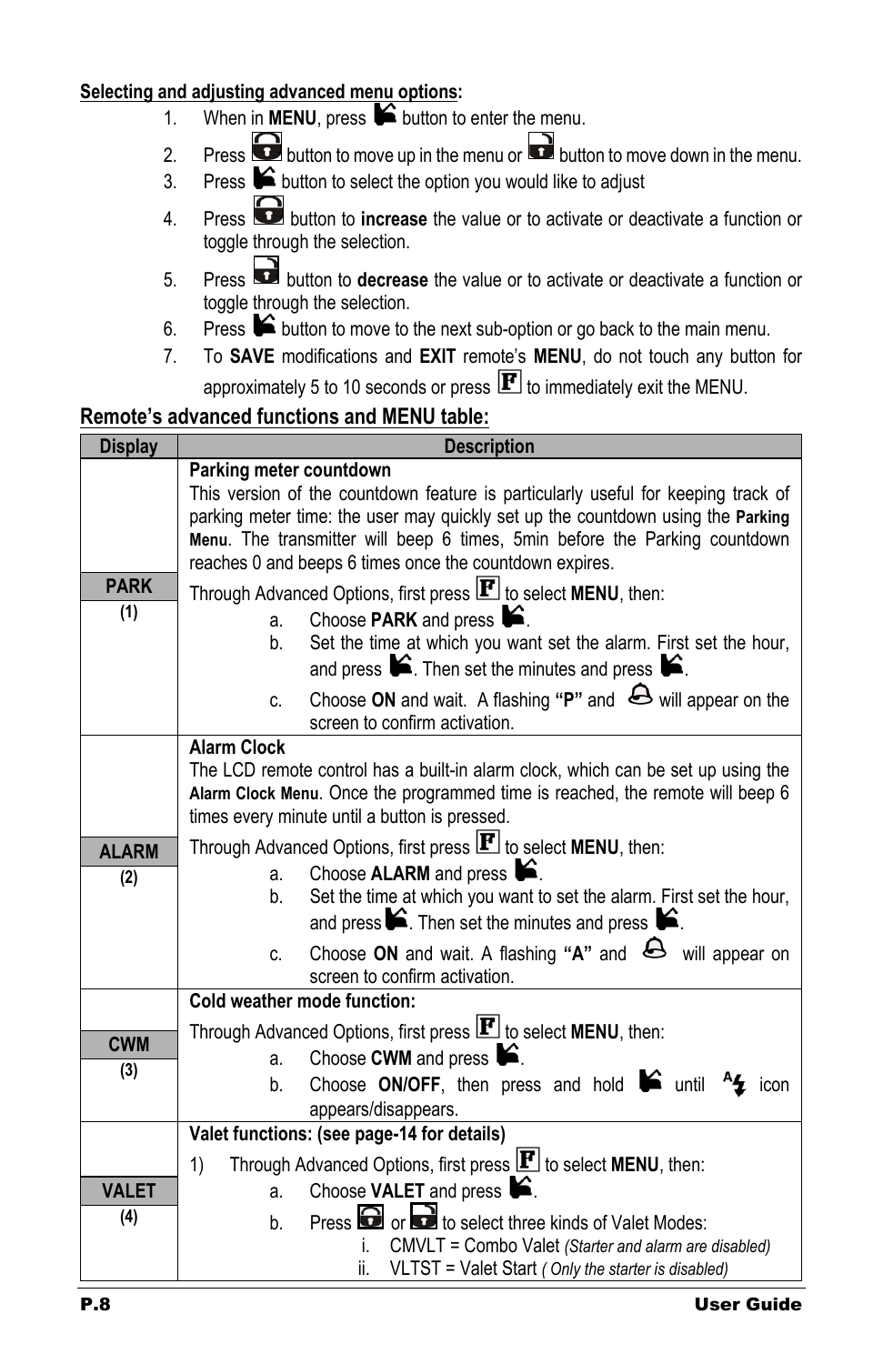**Selecting and adjusting advanced menu options:**

1. When in **MENU**, press button to enter the menu.
2. Press button to move up in the menu or button to move down in the menu.
3. Press button to select the option you would like to adjust
4. Press button to **increase** the value or to activate or deactivate a function or toggle through the selection.
5. Press button to **decrease** the value or to activate or deactivate a function or toggle through the selection.
6. Press button to move to the next sub-option or go back to the main menu.
7. To **SAVE** modifications and **EXIT** remote's **MENU**, do not touch any button for approximately 5 to 10 seconds or press F to immediately exit the MENU.

## Remote's advanced functions and MENU table:

| Display | Description |
|---|---|
| **PARK** (1) | **Parking meter countdown**<br>This version of the countdown feature is particularly useful for keeping track of parking meter time: the user may quickly set up the countdown using the **Parking Menu**. The transmitter will beep 6 times, 5min before the Parking countdown reaches 0 and beeps 6 times once the countdown expires.<br>Through Advanced Options, first press F to select **MENU**, then:<br>a. Choose **PARK** and press .<br>b. Set the time at which you want to set the alarm. First set the hour, and press . Then set the minutes and press .<br>c. Choose **ON** and wait. A flashing **"P"** and will appear on the screen to confirm activation. |
| **ALARM** (2) | **Alarm Clock**<br>The LCD remote control has a built-in alarm clock, which can be set up using the **Alarm Clock Menu**. Once the programmed time is reached, the remote will beep 6 times every minute until a button is pressed.<br>Through Advanced Options, first press F to select **MENU**, then:<br>a. Choose **ALARM** and press .<br>b. Set the time at which you want to set the alarm. First set the hour, and press . Then set the minutes and press .<br>c. Choose **ON** and wait. A flashing **"A"** and will appear on screen to confirm activation. |
| **CWM** (3) | **Cold weather mode function:**<br>Through Advanced Options, first press F to select **MENU**, then:<br>a. Choose **CWM** and press .<br>b. Choose **ON/OFF**, then press and hold until icon appears/disappears. |
| **VALET** (4) | **Valet functions: (see page-14 for details)**<br>1) Through Advanced Options, first press F to select **MENU**, then:<br>a. Choose **VALET** and press .<br>b. Press or to select three kinds of Valet Modes:<br>i. CMVLT = Combo Valet *(Starter and alarm are disabled)*<br>ii. VLTST = Valet Start *( Only the starter is disabled)* |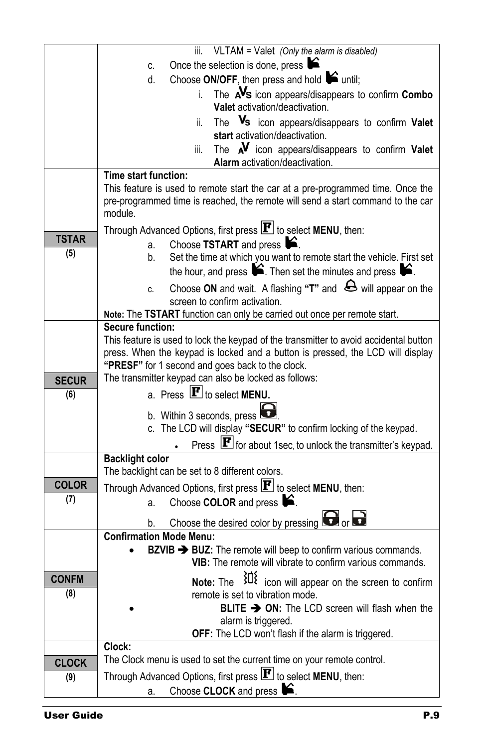| | |
|---|---|
| | iii. VLTAM = Valet *(Only the alarm is disabled)*<br>c. Once the selection is done, press<br>d. Choose **ON/OFF**, then press and hold until;<br>i. The icon appears/disappears to confirm **Combo Valet** activation/deactivation.<br>ii. The icon appears/disappears to confirm **Valet start** activation/deactivation.<br>iii. The icon appears/disappears to confirm **Valet Alarm** activation/deactivation. |
| **TSTAR**<br>**(5)** | **Time start function:**<br>This feature is used to remote start the car at a pre-programmed time. Once the pre-programmed time is reached, the remote will send a start command to the car module.<br>Through Advanced Options, first press to select **MENU**, then:<br>a. Choose **TSTART** and press .<br>b. Set the time at which you want to remote start the vehicle. First set the hour, and press . Then set the minutes and press .<br>c. Choose **ON** and wait. A flashing **"T"** and will appear on the screen to confirm activation.<br>**Note:** The **TSTART** function can only be carried out once per remote start. |
| **SECUR**<br>**(6)** | **Secure function:**<br>This feature is used to lock the keypad of the transmitter to avoid accidental button press. When the keypad is locked and a button is pressed, the LCD will display **"PRESF"** for 1 second and goes back to the clock.<br>The transmitter keypad can also be locked as follows:<br>a. Press to select **MENU.**<br>b. Within 3 seconds, press .<br>c. The LCD will display **"SECUR"** to confirm locking of the keypad.<br>• Press for about 1sec, to unlock the transmitter's keypad. |
| **COLOR**<br>**(7)** | **Backlight color**<br>The backlight can be set to 8 different colors.<br>Through Advanced Options, first press to select **MENU**, then:<br>a. Choose **COLOR** and press .<br>b. Choose the desired color by pressing or |
| **CONFM**<br>**(8)** | **Confirmation Mode Menu:**<br>• **BZVIB ➔ BUZ:** The remote will beep to confirm various commands.<br>**VIB:** The remote will vibrate to confirm various commands.<br>**Note:** The icon will appear on the screen to confirm remote is set to vibration mode.<br>• **BLITE ➔ ON:** The LCD screen will flash when the alarm is triggered.<br>**OFF:** The LCD won't flash if the alarm is triggered. |
| **CLOCK**<br>**(9)** | **Clock:**<br>The Clock menu is used to set the current time on your remote control.<br>Through Advanced Options, first press to select **MENU**, then:<br>a. Choose **CLOCK** and press . |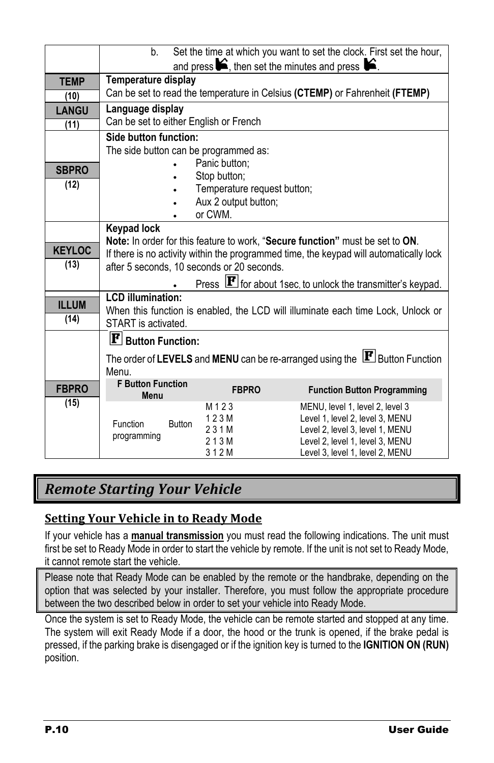| | |
|---|---|
| | b. Set the time at which you want to set the clock. First set the hour, and press ✎, then set the minutes and press ✎. |
| **TEMP** **(10)** | **Temperature display** Can be set to read the temperature in Celsius **(CTEMP)** or Fahrenheit **(FTEMP)** |
| **LANGU** **(11)** | **Language display** Can be set to either English or French |
| **SBPRO** **(12)** | **Side button function:** The side button can be programmed as: • Panic button; • Stop button; • Temperature request button; • Aux 2 output button; • or CWM. |
| **KEYLOC** **(13)** | **Keypad lock** **Note:** In order for this feature to work, "**Secure function"** must be set to **ON**. If there is no activity within the programmed time, the keypad will automatically lock after 5 seconds, 10 seconds or 20 seconds. • Press **F** for about 1sec, to unlock the transmitter's keypad. |
| **ILLUM** **(14)** | **LCD illumination:** When this function is enabled, the LCD will illuminate each time Lock, Unlock or START is activated. |
| **FBPRO** **(15)** | **F Button Function:** The order of **LEVELS** and **MENU** can be re-arranged using the **F** Button Function Menu. |

| F Button Function Menu | FBPRO | Function Button Programming |
|---|---|---|
| Function Button programming | M 1 2 3 | MENU, level 1, level 2, level 3 |
| | 1 2 3 M | Level 1, level 2, level 3, MENU |
| | 2 3 1 M | Level 2, level 3, level 1, MENU |
| | 2 1 3 M | Level 2, level 1, level 3, MENU |
| | 3 1 2 M | Level 3, level 1, level 2, MENU |

# *Remote Starting Your Vehicle*

## Setting Your Vehicle in to Ready Mode

If your vehicle has a **manual transmission** you must read the following indications. The unit must first be set to Ready Mode in order to start the vehicle by remote. If the unit is not set to Ready Mode, it cannot remote start the vehicle.

> Please note that Ready Mode can be enabled by the remote or the handbrake, depending on the option that was selected by your installer. Therefore, you must follow the appropriate procedure between the two described below in order to set your vehicle into Ready Mode.

Once the system is set to Ready Mode, the vehicle can be remote started and stopped at any time. The system will exit Ready Mode if a door, the hood or the trunk is opened, if the brake pedal is pressed, if the parking brake is disengaged or if the ignition key is turned to the **IGNITION ON (RUN)** position.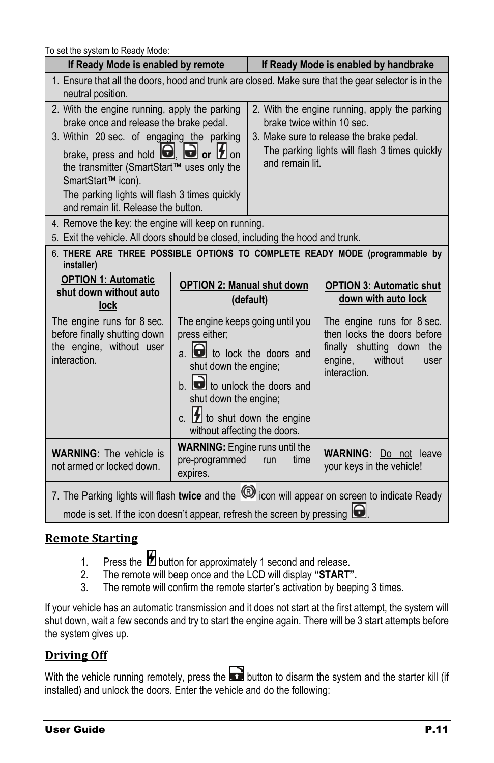To set the system to Ready Mode:

| If Ready Mode is enabled by remote | If Ready Mode is enabled by handbrake |
|---|---|
| 1. Ensure that all the doors, hood and trunk are closed. Make sure that the gear selector is in the neutral position. | |
| 2. With the engine running, apply the parking brake once and release the brake pedal.<br>3. Within 20 sec. of engaging the parking brake, press and hold [lock icon], [unlock icon] **or** [start icon] on the transmitter (SmartStart™ uses only the SmartStart™ icon).<br>The parking lights will flash 3 times quickly and remain lit. Release the button. | 2. With the engine running, apply the parking brake twice within 10 sec.<br>3. Make sure to release the brake pedal.<br>The parking lights will flash 3 times quickly and remain lit. |
| 4. Remove the key: the engine will keep on running.<br>5. Exit the vehicle. All doors should be closed, including the hood and trunk. | |

6. **THERE ARE THREE POSSIBLE OPTIONS TO COMPLETE READY MODE (programmable by installer)**

| OPTION 1: Automatic shut down without auto lock | OPTION 2: Manual shut down (default) | OPTION 3: Automatic shut down with auto lock |
|---|---|---|
| The engine runs for 8 sec. before finally shutting down the engine, without user interaction. | The engine keeps going until you press either;<br>a. [lock icon] to lock the doors and shut down the engine;<br>b. [unlock icon] to unlock the doors and shut down the engine;<br>c. [start icon] to shut down the engine without affecting the doors. | The engine runs for 8 sec. then locks the doors before finally shutting down the engine, without user interaction. |
| **WARNING:** The vehicle is not armed or locked down. | **WARNING:** Engine runs until the pre-programmed run time expires. | **WARNING:** Do not leave your keys in the vehicle! |

7. The Parking lights will flash **twice** and the [R icon] icon will appear on screen to indicate Ready mode is set. If the icon doesn't appear, refresh the screen by pressing [lock icon].

## Remote Starting

1. Press the [start icon] button for approximately 1 second and release.
2. The remote will beep once and the LCD will display **"START".**
3. The remote will confirm the remote starter's activation by beeping 3 times.

If your vehicle has an automatic transmission and it does not start at the first attempt, the system will shut down, wait a few seconds and try to start the engine again. There will be 3 start attempts before the system gives up.

## Driving Off

With the vehicle running remotely, press the [unlock icon] button to disarm the system and the starter kill (if installed) and unlock the doors. Enter the vehicle and do the following: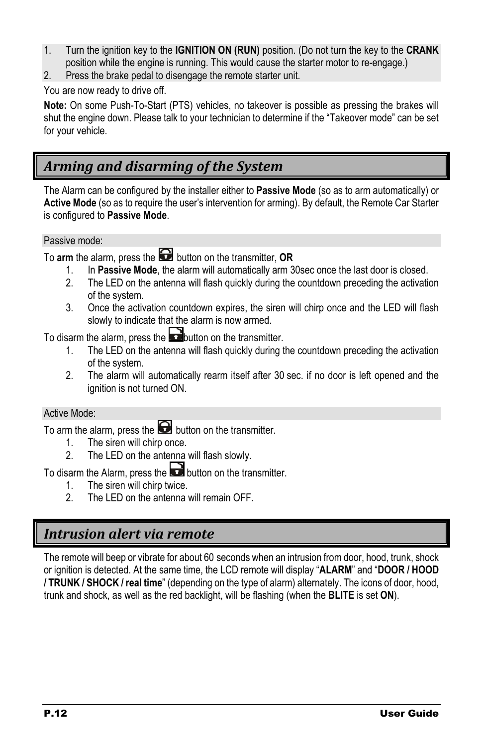1. Turn the ignition key to the **IGNITION ON (RUN)** position. (Do not turn the key to the **CRANK** position while the engine is running. This would cause the starter motor to re-engage.)
2. Press the brake pedal to disengage the remote starter unit.

You are now ready to drive off.

**Note:** On some Push-To-Start (PTS) vehicles, no takeover is possible as pressing the brakes will shut the engine down. Please talk to your technician to determine if the “Takeover mode” can be set for your vehicle.

## *Arming and disarming of the System*

The Alarm can be configured by the installer either to **Passive Mode** (so as to arm automatically) or **Active Mode** (so as to require the user’s intervention for arming). By default, the Remote Car Starter is configured to **Passive Mode**.

### Passive mode:

To **arm** the alarm, press the button on the transmitter, **OR**

1. In **Passive Mode**, the alarm will automatically arm 30sec once the last door is closed.
2. The LED on the antenna will flash quickly during the countdown preceding the activation of the system.
3. Once the activation countdown expires, the siren will chirp once and the LED will flash slowly to indicate that the alarm is now armed.

To disarm the alarm, press the button on the transmitter.

1. The LED on the antenna will flash quickly during the countdown preceding the activation of the system.
2. The alarm will automatically rearm itself after 30 sec. if no door is left opened and the ignition is not turned ON.

### Active Mode:

To arm the alarm, press the button on the transmitter.

1. The siren will chirp once.
2. The LED on the antenna will flash slowly.

To disarm the Alarm, press the button on the transmitter.

1. The siren will chirp twice.
2. The LED on the antenna will remain OFF.

## *Intrusion alert via remote*

The remote will beep or vibrate for about 60 seconds when an intrusion from door, hood, trunk, shock or ignition is detected. At the same time, the LCD remote will display “**ALARM**” and “**DOOR / HOOD / TRUNK / SHOCK / real time**” (depending on the type of alarm) alternately. The icons of door, hood, trunk and shock, as well as the red backlight, will be flashing (when the **BLITE** is set **ON**).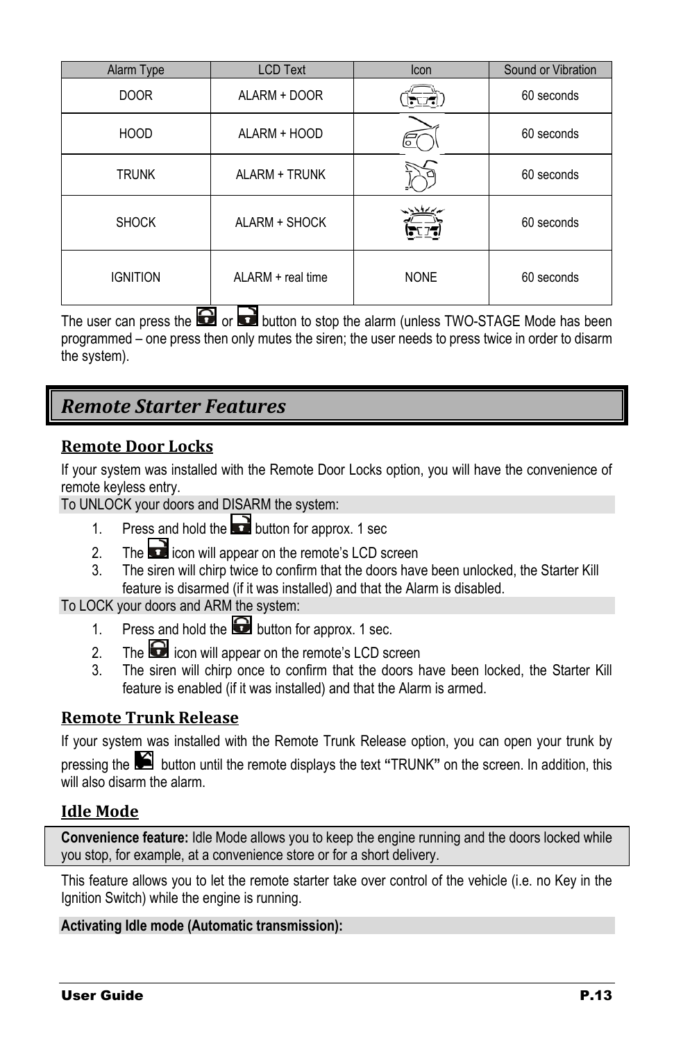| Alarm Type | LCD Text | Icon | Sound or Vibration |
| --- | --- | --- | --- |
| DOOR | ALARM + DOOR | | 60 seconds |
| HOOD | ALARM + HOOD | | 60 seconds |
| TRUNK | ALARM + TRUNK | | 60 seconds |
| SHOCK | ALARM + SHOCK | | 60 seconds |
| IGNITION | ALARM + real time | NONE | 60 seconds |

The user can press the or button to stop the alarm (unless TWO-STAGE Mode has been programmed – one press then only mutes the siren; the user needs to press twice in order to disarm the system).

# *Remote Starter Features*

## Remote Door Locks

If your system was installed with the Remote Door Locks option, you will have the convenience of remote keyless entry.

To UNLOCK your doors and DISARM the system:

1. Press and hold the button for approx. 1 sec
2. The icon will appear on the remote's LCD screen
3. The siren will chirp twice to confirm that the doors have been unlocked, the Starter Kill feature is disarmed (if it was installed) and that the Alarm is disabled.

To LOCK your doors and ARM the system:

1. Press and hold the button for approx. 1 sec.
2. The icon will appear on the remote's LCD screen
3. The siren will chirp once to confirm that the doors have been locked, the Starter Kill feature is enabled (if it was installed) and that the Alarm is armed.

## Remote Trunk Release

If your system was installed with the Remote Trunk Release option, you can open your trunk by pressing the button until the remote displays the text **"**TRUNK**"** on the screen. In addition, this will also disarm the alarm.

## Idle Mode

**Convenience feature:** Idle Mode allows you to keep the engine running and the doors locked while you stop, for example, at a convenience store or for a short delivery.

This feature allows you to let the remote starter take over control of the vehicle (i.e. no Key in the Ignition Switch) while the engine is running.

**Activating Idle mode (Automatic transmission):**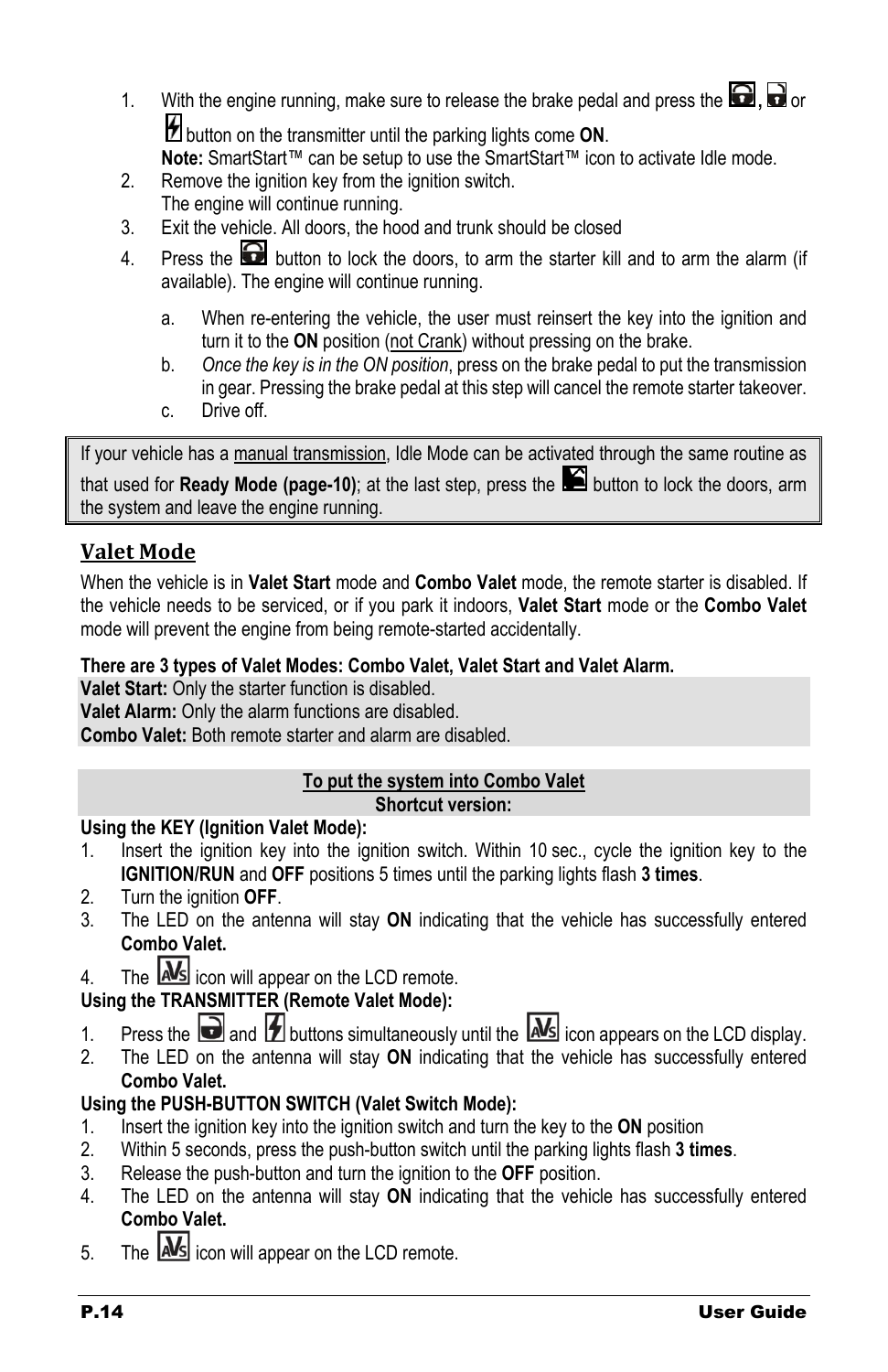1. With the engine running, make sure to release the brake pedal and press the , or button on the transmitter until the parking lights come **ON**.
   **Note:** SmartStart™ can be setup to use the SmartStart™ icon to activate Idle mode.
2. Remove the ignition key from the ignition switch.
   The engine will continue running.
3. Exit the vehicle. All doors, the hood and trunk should be closed
4. Press the button to lock the doors, to arm the starter kill and to arm the alarm (if available). The engine will continue running.
   a. When re-entering the vehicle, the user must reinsert the key into the ignition and turn it to the **ON** position (not Crank) without pressing on the brake.
   b. *Once the key is in the ON position*, press on the brake pedal to put the transmission in gear. Pressing the brake pedal at this step will cancel the remote starter takeover.
   c. Drive off.

> If your vehicle has a manual transmission, Idle Mode can be activated through the same routine as that used for **Ready Mode (page-10)**; at the last step, press the button to lock the doors, arm the system and leave the engine running.

## Valet Mode

When the vehicle is in **Valet Start** mode and **Combo Valet** mode, the remote starter is disabled. If the vehicle needs to be serviced, or if you park it indoors, **Valet Start** mode or the **Combo Valet** mode will prevent the engine from being remote-started accidentally.

**There are 3 types of Valet Modes: Combo Valet, Valet Start and Valet Alarm.**

**Valet Start:** Only the starter function is disabled.
**Valet Alarm:** Only the alarm functions are disabled.
**Combo Valet:** Both remote starter and alarm are disabled.

**To put the system into Combo Valet**
**Shortcut version:**

**Using the KEY (Ignition Valet Mode):**

1. Insert the ignition key into the ignition switch. Within 10 sec., cycle the ignition key to the **IGNITION/RUN** and **OFF** positions 5 times until the parking lights flash **3 times**.
2. Turn the ignition **OFF**.
3. The LED on the antenna will stay **ON** indicating that the vehicle has successfully entered **Combo Valet.**
4. The icon will appear on the LCD remote.

**Using the TRANSMITTER (Remote Valet Mode):**

1. Press the and buttons simultaneously until the icon appears on the LCD display.
2. The LED on the antenna will stay **ON** indicating that the vehicle has successfully entered **Combo Valet.**

**Using the PUSH-BUTTON SWITCH (Valet Switch Mode):**

1. Insert the ignition key into the ignition switch and turn the key to the **ON** position
2. Within 5 seconds, press the push-button switch until the parking lights flash **3 times**.
3. Release the push-button and turn the ignition to the **OFF** position.
4. The LED on the antenna will stay **ON** indicating that the vehicle has successfully entered **Combo Valet.**
5. The icon will appear on the LCD remote.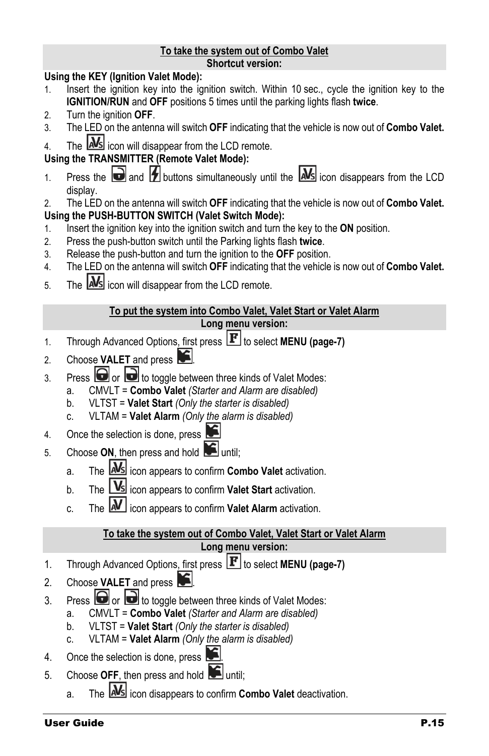**To take the system out of Combo Valet**
**Shortcut version:**

**Using the KEY (Ignition Valet Mode):**

1. Insert the ignition key into the ignition switch. Within 10 sec., cycle the ignition key to the **IGNITION/RUN** and **OFF** positions 5 times until the parking lights flash **twice**.
2. Turn the ignition **OFF**.
3. The LED on the antenna will switch **OFF** indicating that the vehicle is now out of **Combo Valet.**
4. The AVS icon will disappear from the LCD remote.

**Using the TRANSMITTER (Remote Valet Mode):**

1. Press the (unlock) and (lightning) buttons simultaneously until the AVS icon disappears from the LCD display.
2. The LED on the antenna will switch **OFF** indicating that the vehicle is now out of **Combo Valet.**

**Using the PUSH-BUTTON SWITCH (Valet Switch Mode):**

1. Insert the ignition key into the ignition switch and turn the key to the **ON** position.
2. Press the push-button switch until the Parking lights flash **twice**.
3. Release the push-button and turn the ignition to the **OFF** position.
4. The LED on the antenna will switch **OFF** indicating that the vehicle is now out of **Combo Valet.**
5. The AVS icon will disappear from the LCD remote.

**To put the system into Combo Valet, Valet Start or Valet Alarm**
**Long menu version:**

1. Through Advanced Options, first press F to select **MENU (page-7)**
2. Choose **VALET** and press (select).
3. Press (lock) or (unlock) to toggle between three kinds of Valet Modes:
   a. CMVLT = **Combo Valet** *(Starter and Alarm are disabled)*
   b. VLTST = **Valet Start** *(Only the starter is disabled)*
   c. VLTAM = **Valet Alarm** *(Only the alarm is disabled)*
4. Once the selection is done, press (select)
5. Choose **ON**, then press and hold (select) until;
   a. The AVS icon appears to confirm **Combo Valet** activation.
   b. The VS icon appears to confirm **Valet Start** activation.
   c. The AV icon appears to confirm **Valet Alarm** activation.

**To take the system out of Combo Valet, Valet Start or Valet Alarm**
**Long menu version:**

1. Through Advanced Options, first press F to select **MENU (page-7)**
2. Choose **VALET** and press (select).
3. Press (lock) or (unlock) to toggle between three kinds of Valet Modes:
   a. CMVLT = **Combo Valet** *(Starter and Alarm are disabled)*
   b. VLTST = **Valet Start** *(Only the starter is disabled)*
   c. VLTAM = **Valet Alarm** *(Only the alarm is disabled)*
4. Once the selection is done, press (select).
5. Choose **OFF**, then press and hold (select) until;
   a. The AVS icon disappears to confirm **Combo Valet** deactivation.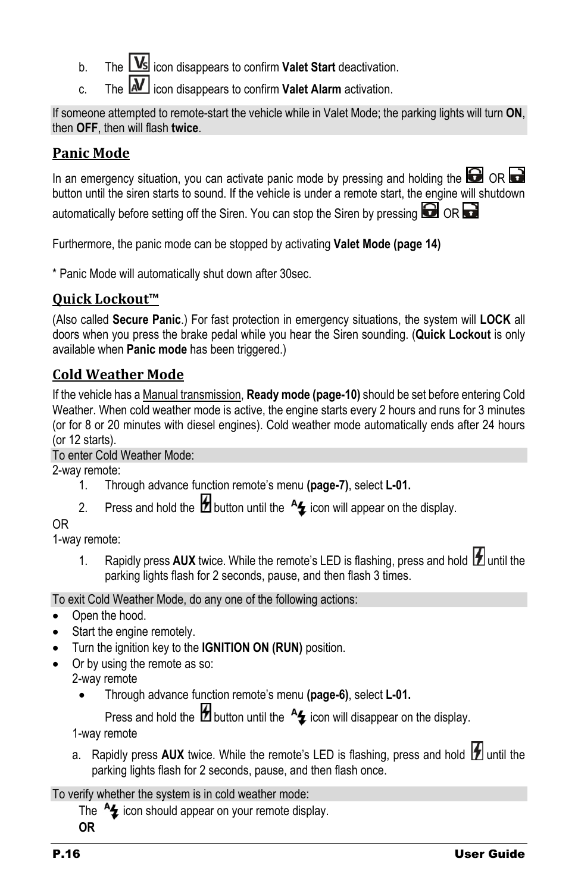b. The VS icon disappears to confirm **Valet Start** deactivation.

c. The AV icon disappears to confirm **Valet Alarm** activation.

If someone attempted to remote-start the vehicle while in Valet Mode; the parking lights will turn **ON**, then **OFF**, then will flash **twice**.

## Panic Mode

In an emergency situation, you can activate panic mode by pressing and holding the lock OR unlock button until the siren starts to sound. If the vehicle is under a remote start, the engine will shutdown automatically before setting off the Siren. You can stop the Siren by pressing lock OR unlock

Furthermore, the panic mode can be stopped by activating **Valet Mode (page 14)**

* Panic Mode will automatically shut down after 30sec.

## Quick Lockout™

(Also called **Secure Panic**.) For fast protection in emergency situations, the system will **LOCK** all doors when you press the brake pedal while you hear the Siren sounding. (**Quick Lockout** is only available when **Panic mode** has been triggered.)

## Cold Weather Mode

If the vehicle has a Manual transmission, **Ready mode (page-10)** should be set before entering Cold Weather. When cold weather mode is active, the engine starts every 2 hours and runs for 3 minutes (or for 8 or 20 minutes with diesel engines). Cold weather mode automatically ends after 24 hours (or 12 starts).

To enter Cold Weather Mode:

2-way remote:

1. Through advance function remote's menu **(page-7)**, select **L-01.**
2. Press and hold the start button until the A start icon will appear on the display.

OR

1-way remote:

1. Rapidly press **AUX** twice. While the remote's LED is flashing, press and hold start until the parking lights flash for 2 seconds, pause, and then flash 3 times.

To exit Cold Weather Mode, do any one of the following actions:

- Open the hood.
- Start the engine remotely.
- Turn the ignition key to the **IGNITION ON (RUN)** position.
- Or by using the remote as so:

  2-way remote

  - Through advance function remote's menu **(page-6)**, select **L-01.**

    Press and hold the start button until the A start icon will disappear on the display.

  1-way remote

  a. Rapidly press **AUX** twice. While the remote's LED is flashing, press and hold start until the parking lights flash for 2 seconds, pause, and then flash once.

To verify whether the system is in cold weather mode:

The A start icon should appear on your remote display.

**OR**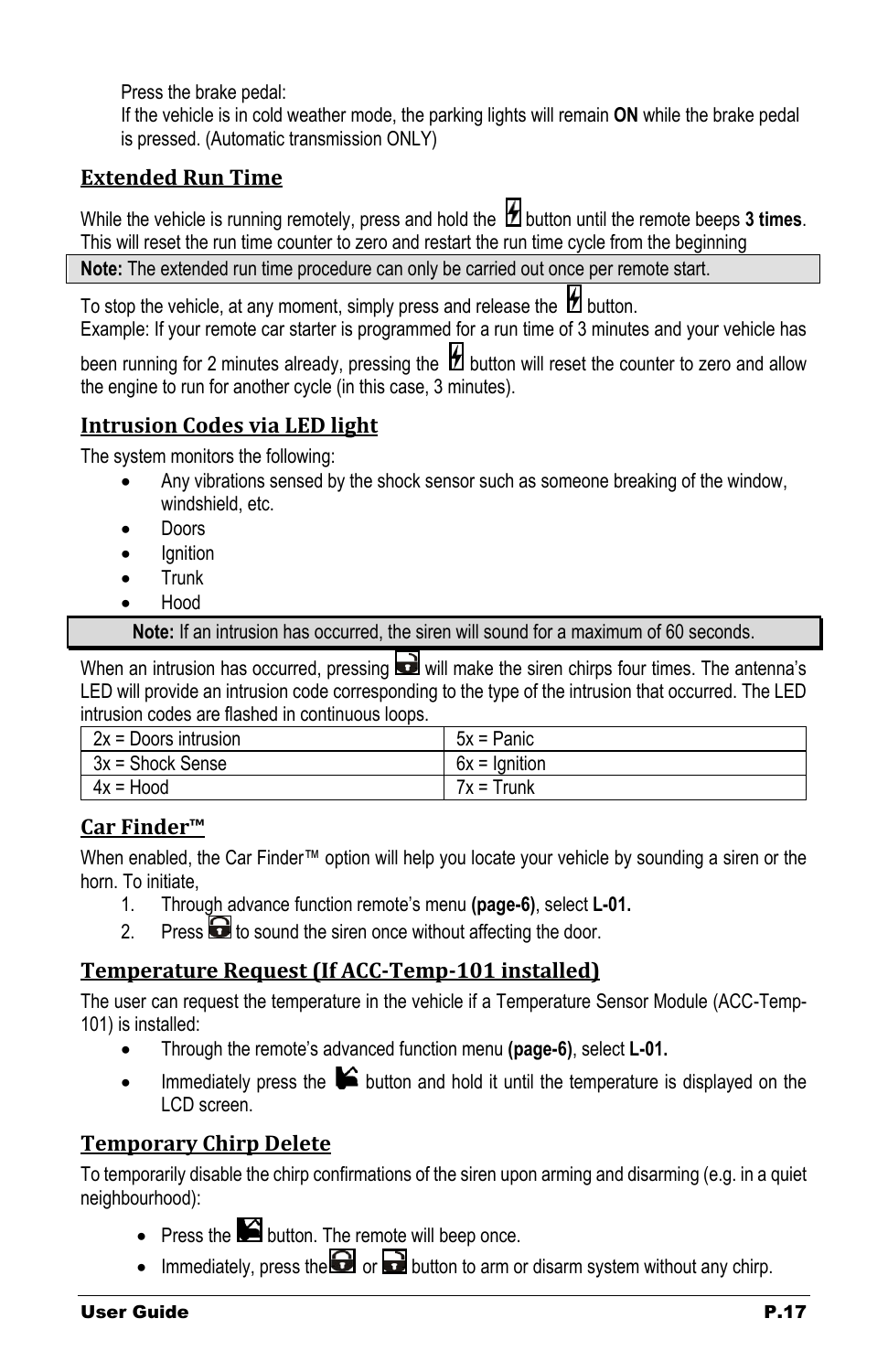Press the brake pedal:
If the vehicle is in cold weather mode, the parking lights will remain **ON** while the brake pedal is pressed. (Automatic transmission ONLY)

## Extended Run Time

While the vehicle is running remotely, press and hold the button until the remote beeps **3 times**. This will reset the run time counter to zero and restart the run time cycle from the beginning

**Note:** The extended run time procedure can only be carried out once per remote start.

To stop the vehicle, at any moment, simply press and release the button.
Example: If your remote car starter is programmed for a run time of 3 minutes and your vehicle has been running for 2 minutes already, pressing the button will reset the counter to zero and allow the engine to run for another cycle (in this case, 3 minutes).

## Intrusion Codes via LED light

The system monitors the following:

- Any vibrations sensed by the shock sensor such as someone breaking of the window, windshield, etc.
- Doors
- Ignition
- Trunk
- Hood

**Note:** If an intrusion has occurred, the siren will sound for a maximum of 60 seconds.

When an intrusion has occurred, pressing will make the siren chirps four times. The antenna's LED will provide an intrusion code corresponding to the type of the intrusion that occurred. The LED intrusion codes are flashed in continuous loops.

| | |
|---|---|
| 2x = Doors intrusion | 5x = Panic |
| 3x = Shock Sense | 6x = Ignition |
| 4x = Hood | 7x = Trunk |

## Car Finder™

When enabled, the Car Finder™ option will help you locate your vehicle by sounding a siren or the horn. To initiate,

1. Through advance function remote's menu **(page-6)**, select **L-01.**
2. Press to sound the siren once without affecting the door.

## Temperature Request (If ACC-Temp-101 installed)

The user can request the temperature in the vehicle if a Temperature Sensor Module (ACC-Temp-101) is installed:

- Through the remote's advanced function menu **(page-6)**, select **L-01.**
- Immediately press the button and hold it until the temperature is displayed on the LCD screen.

## Temporary Chirp Delete

To temporarily disable the chirp confirmations of the siren upon arming and disarming (e.g. in a quiet neighbourhood):

- Press the button. The remote will beep once.
- Immediately, press the or button to arm or disarm system without any chirp.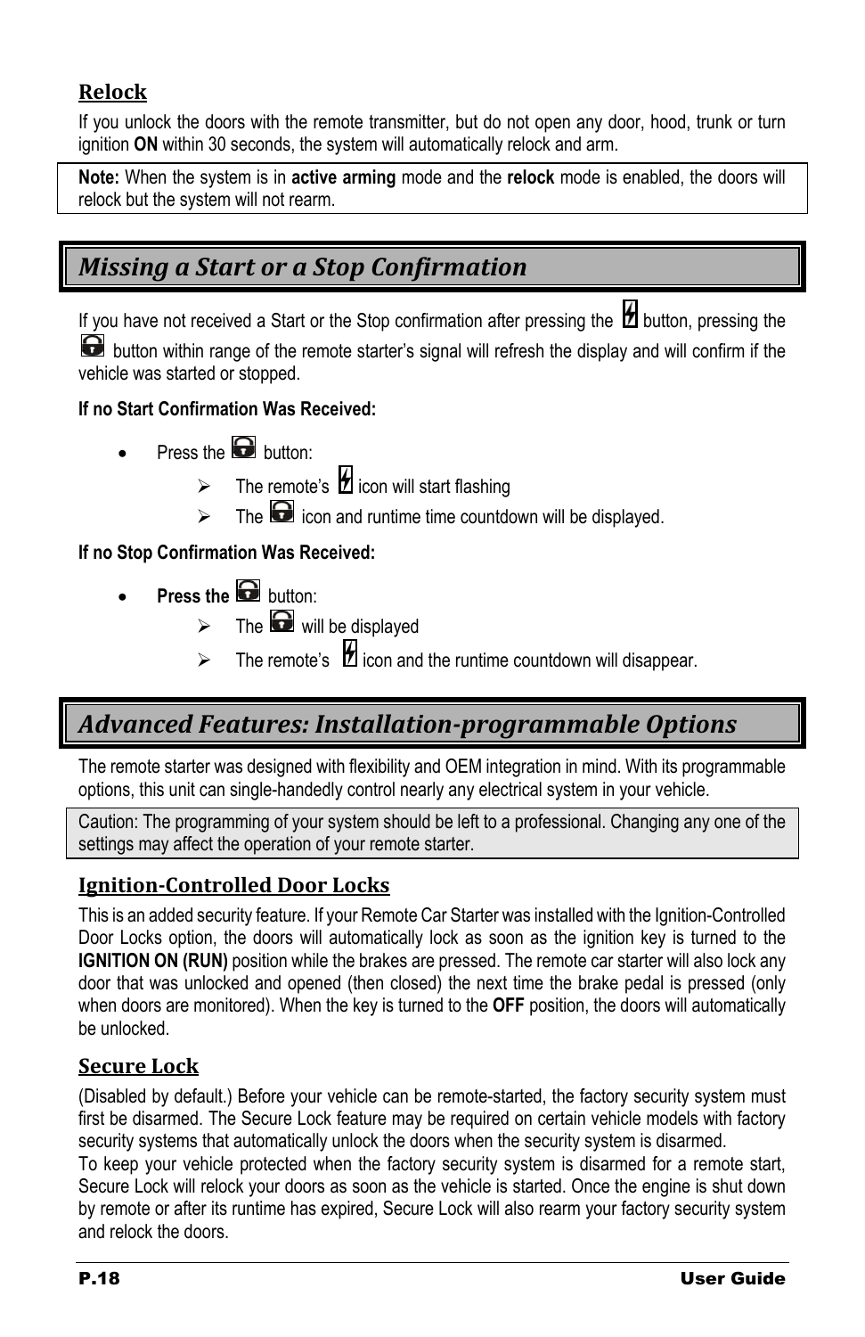### Relock

If you unlock the doors with the remote transmitter, but do not open any door, hood, trunk or turn ignition **ON** within 30 seconds, the system will automatically relock and arm.

> **Note:** When the system is in **active arming** mode and the **relock** mode is enabled, the doors will relock but the system will not rearm.

## Missing a Start or a Stop Confirmation

If you have not received a Start or the Stop confirmation after pressing the button, pressing the button within range of the remote starter's signal will refresh the display and will confirm if the vehicle was started or stopped.

**If no Start Confirmation Was Received:**

- Press the button:
  - The remote's icon will start flashing
  - The icon and runtime time countdown will be displayed.

**If no Stop Confirmation Was Received:**

- **Press the** button:
  - The will be displayed
  - The remote's icon and the runtime countdown will disappear.

## Advanced Features: Installation-programmable Options

The remote starter was designed with flexibility and OEM integration in mind. With its programmable options, this unit can single-handedly control nearly any electrical system in your vehicle.

> Caution: The programming of your system should be left to a professional. Changing any one of the settings may affect the operation of your remote starter.

### Ignition-Controlled Door Locks

This is an added security feature. If your Remote Car Starter was installed with the Ignition-Controlled Door Locks option, the doors will automatically lock as soon as the ignition key is turned to the **IGNITION ON (RUN)** position while the brakes are pressed. The remote car starter will also lock any door that was unlocked and opened (then closed) the next time the brake pedal is pressed (only when doors are monitored). When the key is turned to the **OFF** position, the doors will automatically be unlocked.

### Secure Lock

(Disabled by default.) Before your vehicle can be remote-started, the factory security system must first be disarmed. The Secure Lock feature may be required on certain vehicle models with factory security systems that automatically unlock the doors when the security system is disarmed.

To keep your vehicle protected when the factory security system is disarmed for a remote start, Secure Lock will relock your doors as soon as the vehicle is started. Once the engine is shut down by remote or after its runtime has expired, Secure Lock will also rearm your factory security system and relock the doors.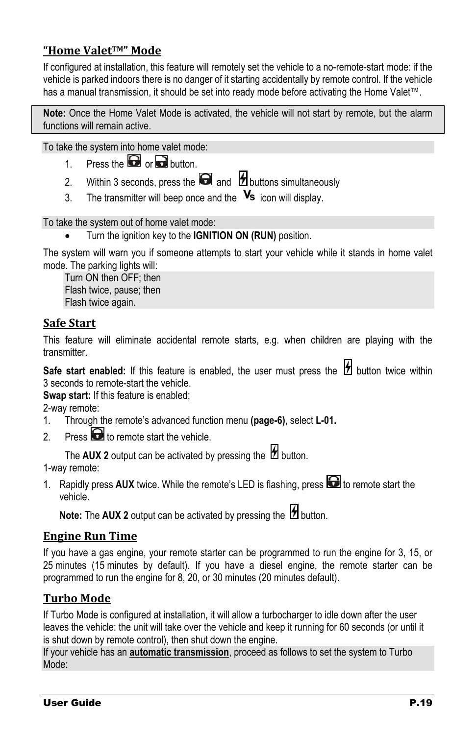## "Home Valet™" Mode

If configured at installation, this feature will remotely set the vehicle to a no-remote-start mode: if the vehicle is parked indoors there is no danger of it starting accidentally by remote control. If the vehicle has a manual transmission, it should be set into ready mode before activating the Home Valet™.

> **Note:** Once the Home Valet Mode is activated, the vehicle will not start by remote, but the alarm functions will remain active.

To take the system into home valet mode:

1. Press the or button.
2. Within 3 seconds, press the and buttons simultaneously
3. The transmitter will beep once and the Vs icon will display.

To take the system out of home valet mode:

- Turn the ignition key to the **IGNITION ON (RUN)** position.

The system will warn you if someone attempts to start your vehicle while it stands in home valet mode. The parking lights will:

Turn ON then OFF; then
Flash twice, pause; then
Flash twice again.

## Safe Start

This feature will eliminate accidental remote starts, e.g. when children are playing with the transmitter.

**Safe start enabled:** If this feature is enabled, the user must press the button twice within 3 seconds to remote-start the vehicle.
**Swap start:** If this feature is enabled;
2-way remote:

1. Through the remote's advanced function menu **(page-6)**, select **L-01.**
2. Press to remote start the vehicle.

   The **AUX 2** output can be activated by pressing the button.

1-way remote:

1. Rapidly press **AUX** twice. While the remote's LED is flashing, press to remote start the vehicle.

   **Note:** The **AUX 2** output can be activated by pressing the button.

## Engine Run Time

If you have a gas engine, your remote starter can be programmed to run the engine for 3, 15, or 25 minutes (15 minutes by default). If you have a diesel engine, the remote starter can be programmed to run the engine for 8, 20, or 30 minutes (20 minutes default).

## Turbo Mode

If Turbo Mode is configured at installation, it will allow a turbocharger to idle down after the user leaves the vehicle: the unit will take over the vehicle and keep it running for 60 seconds (or until it is shut down by remote control), then shut down the engine.

If your vehicle has an **automatic transmission**, proceed as follows to set the system to Turbo Mode: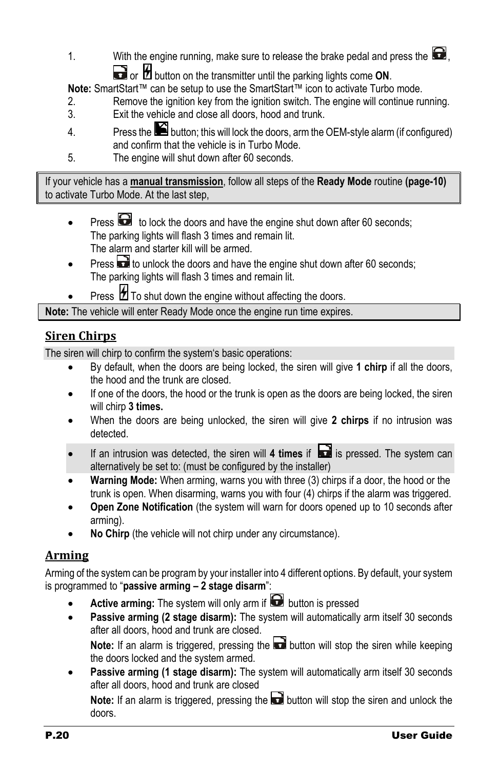1. With the engine running, make sure to release the brake pedal and press the , or button on the transmitter until the parking lights come **ON**.

**Note:** SmartStart™ can be setup to use the SmartStart™ icon to activate Turbo mode.

2. Remove the ignition key from the ignition switch. The engine will continue running.
3. Exit the vehicle and close all doors, hood and trunk.
4. Press the button; this will lock the doors, arm the OEM-style alarm (if configured) and confirm that the vehicle is in Turbo Mode.
5. The engine will shut down after 60 seconds.

If your vehicle has a **manual transmission**, follow all steps of the **Ready Mode** routine **(page-10)** to activate Turbo Mode. At the last step,

- Press to lock the doors and have the engine shut down after 60 seconds; The parking lights will flash 3 times and remain lit. The alarm and starter kill will be armed.
- Press to unlock the doors and have the engine shut down after 60 seconds; The parking lights will flash 3 times and remain lit.
- Press To shut down the engine without affecting the doors.

**Note:** The vehicle will enter Ready Mode once the engine run time expires.

## Siren Chirps

The siren will chirp to confirm the system's basic operations:

- By default, when the doors are being locked, the siren will give **1 chirp** if all the doors, the hood and the trunk are closed.
- If one of the doors, the hood or the trunk is open as the doors are being locked, the siren will chirp **3 times.**
- When the doors are being unlocked, the siren will give **2 chirps** if no intrusion was detected.
- If an intrusion was detected, the siren will **4 times** if is pressed. The system can alternatively be set to: (must be configured by the installer)
- **Warning Mode:** When arming, warns you with three (3) chirps if a door, the hood or the trunk is open. When disarming, warns you with four (4) chirps if the alarm was triggered.
- **Open Zone Notification** (the system will warn for doors opened up to 10 seconds after arming).
- **No Chirp** (the vehicle will not chirp under any circumstance).

## Arming

Arming of the system can be program by your installer into 4 different options. By default, your system is programmed to "**passive arming – 2 stage disarm**":

- **Active arming:** The system will only arm if button is pressed
- **Passive arming (2 stage disarm):** The system will automatically arm itself 30 seconds after all doors, hood and trunk are closed.

  **Note:** If an alarm is triggered, pressing the button will stop the siren while keeping the doors locked and the system armed.
- **Passive arming (1 stage disarm):** The system will automatically arm itself 30 seconds after all doors, hood and trunk are closed

  **Note:** If an alarm is triggered, pressing the button will stop the siren and unlock the doors.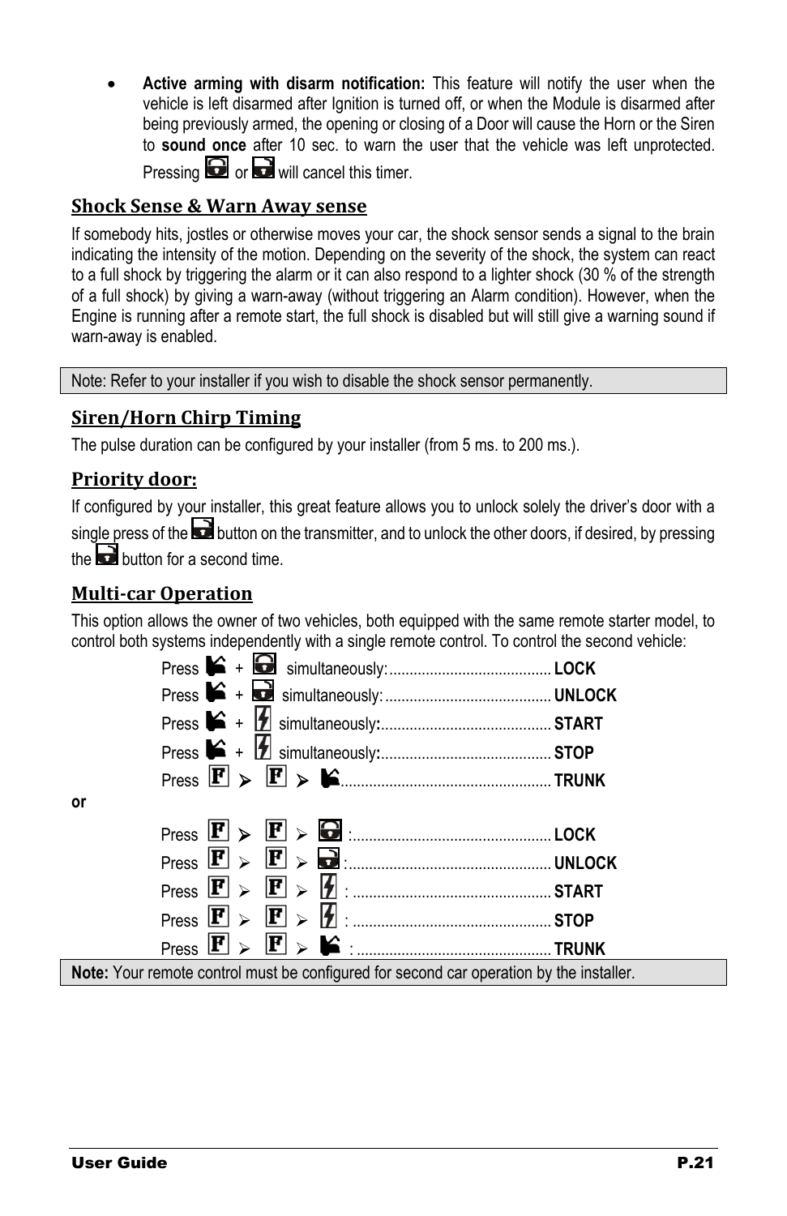- **Active arming with disarm notification:** This feature will notify the user when the vehicle is left disarmed after Ignition is turned off, or when the Module is disarmed after being previously armed, the opening or closing of a Door will cause the Horn or the Siren to **sound once** after 10 sec. to warn the user that the vehicle was left unprotected. Pressing [lock] or [unlock] will cancel this timer.

## Shock Sense & Warn Away sense

If somebody hits, jostles or otherwise moves your car, the shock sensor sends a signal to the brain indicating the intensity of the motion. Depending on the severity of the shock, the system can react to a full shock by triggering the alarm or it can also respond to a lighter shock (30 % of the strength of a full shock) by giving a warn-away (without triggering an Alarm condition). However, when the Engine is running after a remote start, the full shock is disabled but will still give a warning sound if warn-away is enabled.

Note: Refer to your installer if you wish to disable the shock sensor permanently.

## Siren/Horn Chirp Timing

The pulse duration can be configured by your installer (from 5 ms. to 200 ms.).

## Priority door:

If configured by your installer, this great feature allows you to unlock solely the driver's door with a single press of the [unlock] button on the transmitter, and to unlock the other doors, if desired, by pressing the [unlock] button for a second time.

## Multi-car Operation

This option allows the owner of two vehicles, both equipped with the same remote starter model, to control both systems independently with a single remote control. To control the second vehicle:

Press [trunk] + [lock] simultaneously:........................................ **LOCK**
Press [trunk] + [unlock] simultaneously:......................................... **UNLOCK**
Press [trunk] + [start] simultaneously:.......................................... **START**
Press [trunk] + [start] simultaneously:.......................................... **STOP**
Press [F] ➤ [F] ➤ [trunk]................................................... **TRUNK**

**or**

Press [F] ➤ [F] ➤ [lock] :................................................ **LOCK**
Press [F] ➤ [F] ➤ [unlock] :................................................. **UNLOCK**
Press [F] ➤ [F] ➤ [start] : ................................................ **START**
Press [F] ➤ [F] ➤ [start] : ................................................ **STOP**
Press [F] ➤ [F] ➤ [trunk] : ............................................... **TRUNK**

**Note:** Your remote control must be configured for second car operation by the installer.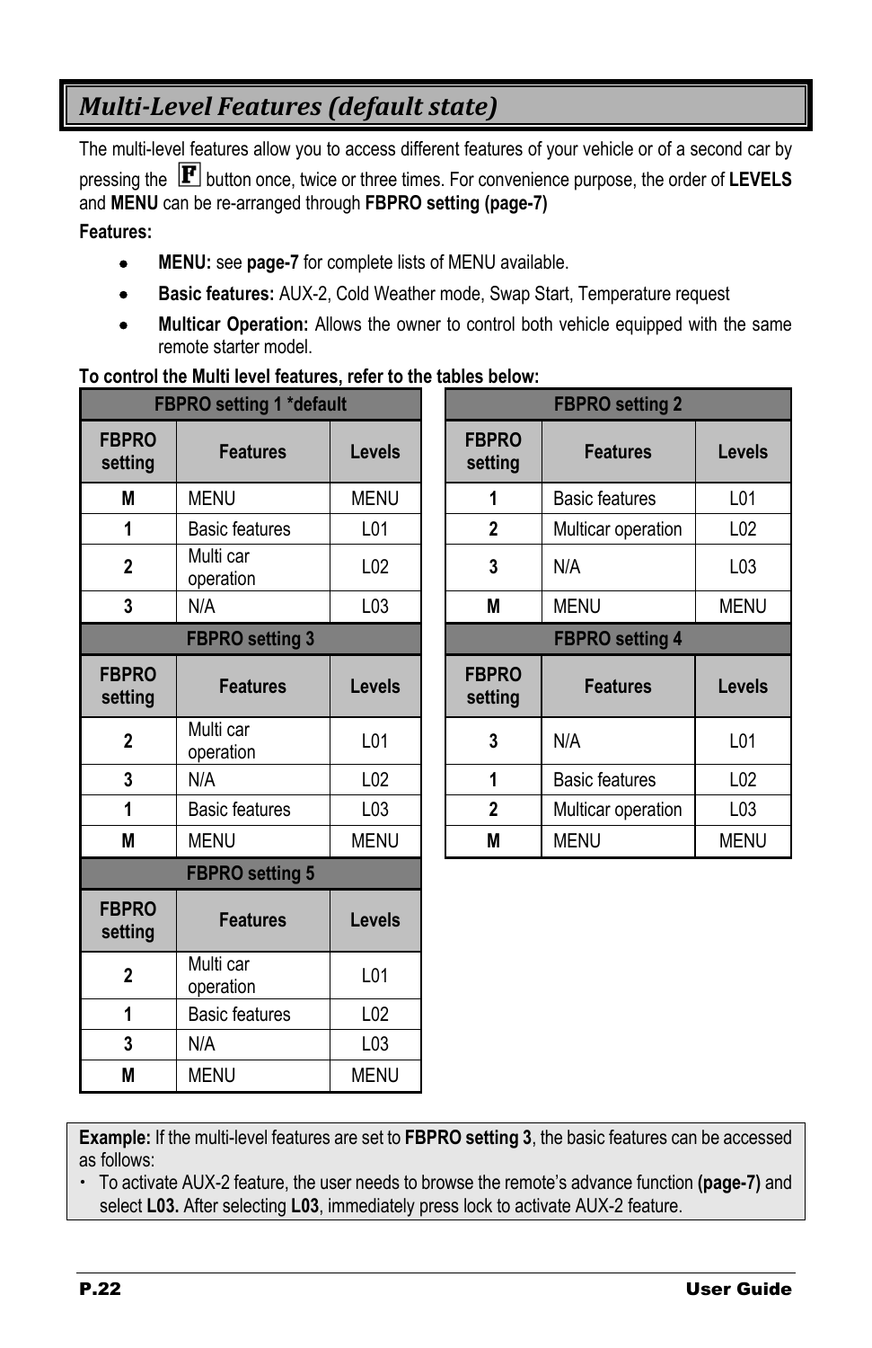## *Multi-Level Features (default state)*

The multi-level features allow you to access different features of your vehicle or of a second car by pressing the **F** button once, twice or three times. For convenience purpose, the order of **LEVELS** and **MENU** can be re-arranged through **FBPRO setting (page-7)**

**Features:**

- **MENU:** see **page-7** for complete lists of MENU available.
- **Basic features:** AUX-2, Cold Weather mode, Swap Start, Temperature request
- **Multicar Operation:** Allows the owner to control both vehicle equipped with the same remote starter model.

**To control the Multi level features, refer to the tables below:**

| FBPRO setting 1 *default | | |
|---|---|---|
| **FBPRO setting** | **Features** | **Levels** |
| **M** | MENU | MENU |
| **1** | Basic features | L01 |
| **2** | Multi car operation | L02 |
| **3** | N/A | L03 |

| FBPRO setting 2 | | |
|---|---|---|
| **FBPRO setting** | **Features** | **Levels** |
| **1** | Basic features | L01 |
| **2** | Multicar operation | L02 |
| **3** | N/A | L03 |
| **M** | MENU | MENU |

| FBPRO setting 3 | | |
|---|---|---|
| **FBPRO setting** | **Features** | **Levels** |
| **2** | Multi car operation | L01 |
| **3** | N/A | L02 |
| **1** | Basic features | L03 |
| **M** | MENU | MENU |

| FBPRO setting 4 | | |
|---|---|---|
| **FBPRO setting** | **Features** | **Levels** |
| **3** | N/A | L01 |
| **1** | Basic features | L02 |
| **2** | Multicar operation | L03 |
| **M** | MENU | MENU |

| FBPRO setting 5 | | |
|---|---|---|
| **FBPRO setting** | **Features** | **Levels** |
| **2** | Multi car operation | L01 |
| **1** | Basic features | L02 |
| **3** | N/A | L03 |
| **M** | MENU | MENU |

**Example:** If the multi-level features are set to **FBPRO setting 3**, the basic features can be accessed as follows:

- To activate AUX-2 feature, the user needs to browse the remote's advance function **(page-7)** and select **L03.** After selecting **L03**, immediately press lock to activate AUX-2 feature.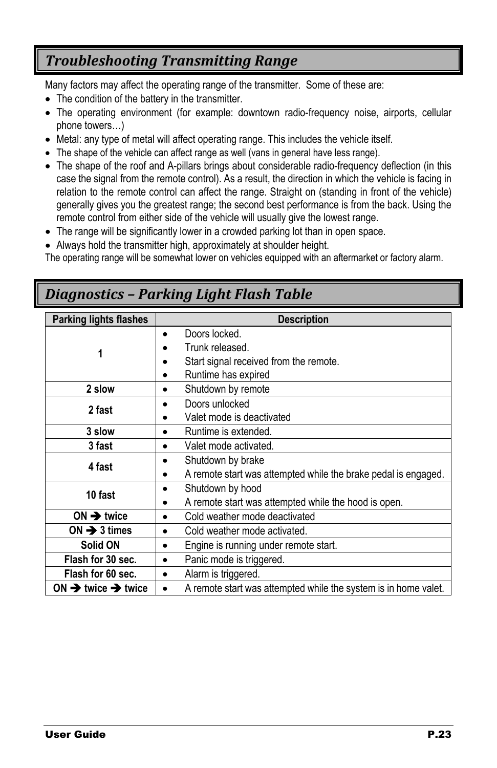## *Troubleshooting Transmitting Range*

Many factors may affect the operating range of the transmitter. Some of these are:

- The condition of the battery in the transmitter.
- The operating environment (for example: downtown radio-frequency noise, airports, cellular phone towers…)
- Metal: any type of metal will affect operating range. This includes the vehicle itself.
- The shape of the vehicle can affect range as well (vans in general have less range).
- The shape of the roof and A-pillars brings about considerable radio-frequency deflection (in this case the signal from the remote control). As a result, the direction in which the vehicle is facing in relation to the remote control can affect the range. Straight on (standing in front of the vehicle) generally gives you the greatest range; the second best performance is from the back. Using the remote control from either side of the vehicle will usually give the lowest range.
- The range will be significantly lower in a crowded parking lot than in open space.
- Always hold the transmitter high, approximately at shoulder height.

The operating range will be somewhat lower on vehicles equipped with an aftermarket or factory alarm.

## *Diagnostics – Parking Light Flash Table*

| Parking lights flashes | Description |
|---|---|
| **1** | • Doors locked.<br>• Trunk released.<br>• Start signal received from the remote.<br>• Runtime has expired |
| **2 slow** | • Shutdown by remote |
| **2 fast** | • Doors unlocked<br>• Valet mode is deactivated |
| **3 slow** | • Runtime is extended. |
| **3 fast** | • Valet mode activated. |
| **4 fast** | • Shutdown by brake<br>• A remote start was attempted while the brake pedal is engaged. |
| **10 fast** | • Shutdown by hood<br>• A remote start was attempted while the hood is open. |
| **ON ➔ twice** | • Cold weather mode deactivated |
| **ON ➔ 3 times** | • Cold weather mode activated. |
| **Solid ON** | • Engine is running under remote start. |
| **Flash for 30 sec.** | • Panic mode is triggered. |
| **Flash for 60 sec.** | • Alarm is triggered. |
| **ON ➔ twice ➔ twice** | • A remote start was attempted while the system is in home valet. |